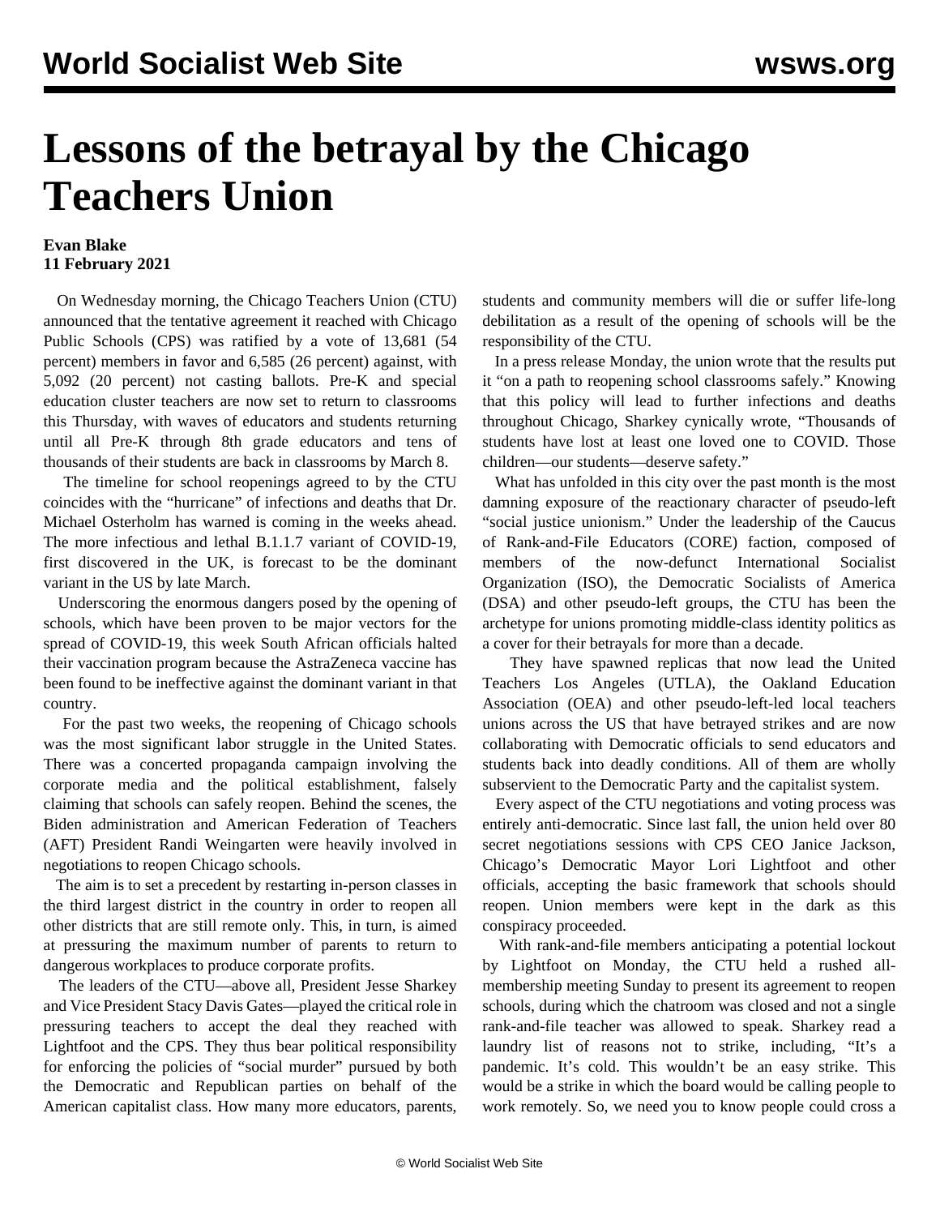# Lessons of the betrayal by the Chicago Teachers Union

**Evan Blake**
**11 February 2021**

On Wednesday morning, the Chicago Teachers Union (CTU) announced that the tentative agreement it reached with Chicago Public Schools (CPS) was ratified by a vote of 13,681 (54 percent) members in favor and 6,585 (26 percent) against, with 5,092 (20 percent) not casting ballots. Pre-K and special education cluster teachers are now set to return to classrooms this Thursday, with waves of educators and students returning until all Pre-K through 8th grade educators and tens of thousands of their students are back in classrooms by March 8.

The timeline for school reopenings agreed to by the CTU coincides with the "hurricane" of infections and deaths that Dr. Michael Osterholm has warned is coming in the weeks ahead. The more infectious and lethal B.1.1.7 variant of COVID-19, first discovered in the UK, is forecast to be the dominant variant in the US by late March.

Underscoring the enormous dangers posed by the opening of schools, which have been proven to be major vectors for the spread of COVID-19, this week South African officials halted their vaccination program because the AstraZeneca vaccine has been found to be ineffective against the dominant variant in that country.

For the past two weeks, the reopening of Chicago schools was the most significant labor struggle in the United States. There was a concerted propaganda campaign involving the corporate media and the political establishment, falsely claiming that schools can safely reopen. Behind the scenes, the Biden administration and American Federation of Teachers (AFT) President Randi Weingarten were heavily involved in negotiations to reopen Chicago schools.

The aim is to set a precedent by restarting in-person classes in the third largest district in the country in order to reopen all other districts that are still remote only. This, in turn, is aimed at pressuring the maximum number of parents to return to dangerous workplaces to produce corporate profits.

The leaders of the CTU—above all, President Jesse Sharkey and Vice President Stacy Davis Gates—played the critical role in pressuring teachers to accept the deal they reached with Lightfoot and the CPS. They thus bear political responsibility for enforcing the policies of "social murder" pursued by both the Democratic and Republican parties on behalf of the American capitalist class. How many more educators, parents, students and community members will die or suffer life-long debilitation as a result of the opening of schools will be the responsibility of the CTU.

In a press release Monday, the union wrote that the results put it "on a path to reopening school classrooms safely." Knowing that this policy will lead to further infections and deaths throughout Chicago, Sharkey cynically wrote, "Thousands of students have lost at least one loved one to COVID. Those children—our students—deserve safety."

What has unfolded in this city over the past month is the most damning exposure of the reactionary character of pseudo-left "social justice unionism." Under the leadership of the Caucus of Rank-and-File Educators (CORE) faction, composed of members of the now-defunct International Socialist Organization (ISO), the Democratic Socialists of America (DSA) and other pseudo-left groups, the CTU has been the archetype for unions promoting middle-class identity politics as a cover for their betrayals for more than a decade.

They have spawned replicas that now lead the United Teachers Los Angeles (UTLA), the Oakland Education Association (OEA) and other pseudo-left-led local teachers unions across the US that have betrayed strikes and are now collaborating with Democratic officials to send educators and students back into deadly conditions. All of them are wholly subservient to the Democratic Party and the capitalist system.

Every aspect of the CTU negotiations and voting process was entirely anti-democratic. Since last fall, the union held over 80 secret negotiations sessions with CPS CEO Janice Jackson, Chicago's Democratic Mayor Lori Lightfoot and other officials, accepting the basic framework that schools should reopen. Union members were kept in the dark as this conspiracy proceeded.

With rank-and-file members anticipating a potential lockout by Lightfoot on Monday, the CTU held a rushed all-membership meeting Sunday to present its agreement to reopen schools, during which the chatroom was closed and not a single rank-and-file teacher was allowed to speak. Sharkey read a laundry list of reasons not to strike, including, "It's a pandemic. It's cold. This wouldn't be an easy strike. This would be a strike in which the board would be calling people to work remotely. So, we need you to know people could cross a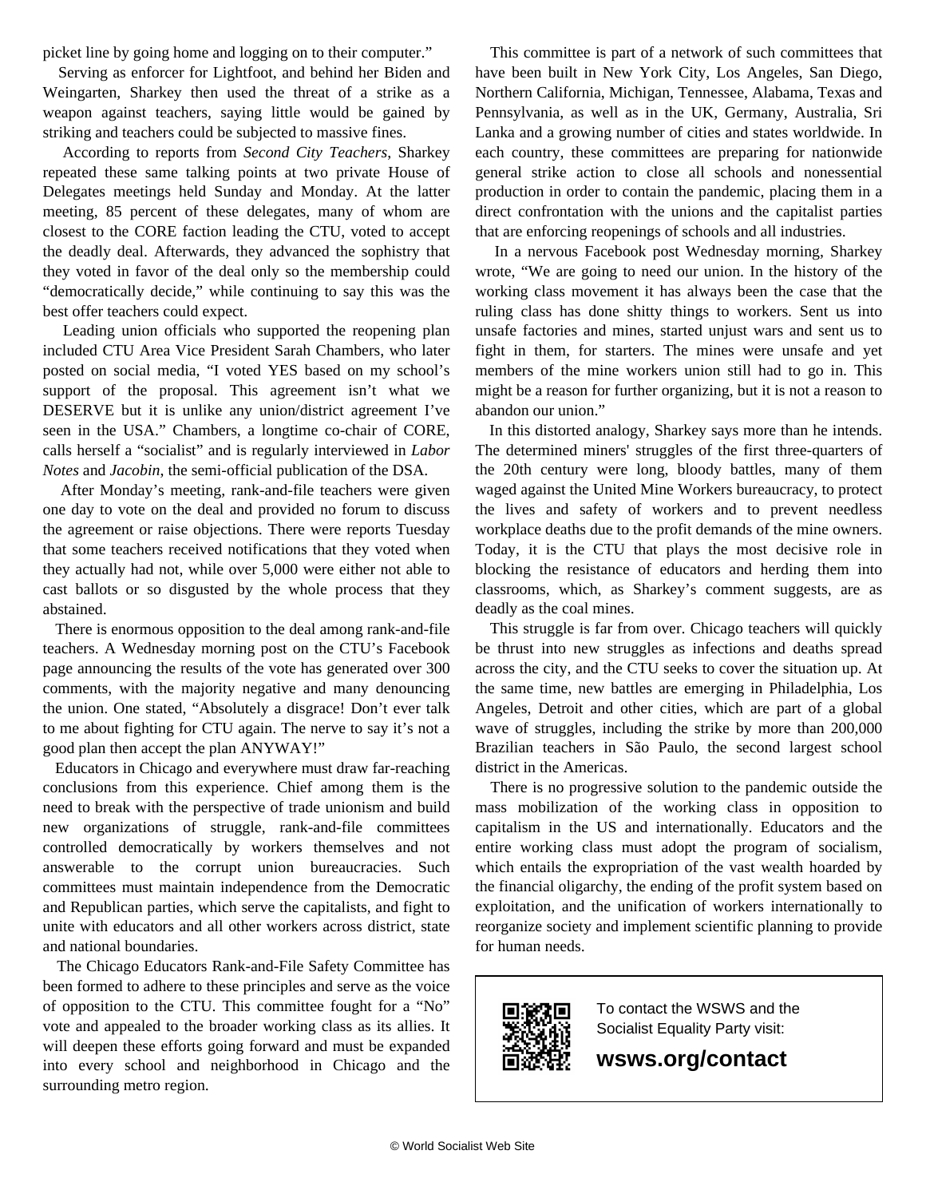picket line by going home and logging on to their computer."

Serving as enforcer for Lightfoot, and behind her Biden and Weingarten, Sharkey then used the threat of a strike as a weapon against teachers, saying little would be gained by striking and teachers could be subjected to massive fines.

According to reports from *Second City Teachers*, Sharkey repeated these same talking points at two private House of Delegates meetings held Sunday and Monday. At the latter meeting, 85 percent of these delegates, many of whom are closest to the CORE faction leading the CTU, voted to accept the deadly deal. Afterwards, they advanced the sophistry that they voted in favor of the deal only so the membership could "democratically decide," while continuing to say this was the best offer teachers could expect.

Leading union officials who supported the reopening plan included CTU Area Vice President Sarah Chambers, who later posted on social media, "I voted YES based on my school's support of the proposal. This agreement isn't what we DESERVE but it is unlike any union/district agreement I've seen in the USA." Chambers, a longtime co-chair of CORE, calls herself a "socialist" and is regularly interviewed in *Labor Notes* and *Jacobin*, the semi-official publication of the DSA.

After Monday's meeting, rank-and-file teachers were given one day to vote on the deal and provided no forum to discuss the agreement or raise objections. There were reports Tuesday that some teachers received notifications that they voted when they actually had not, while over 5,000 were either not able to cast ballots or so disgusted by the whole process that they abstained.

There is enormous opposition to the deal among rank-and-file teachers. A Wednesday morning post on the CTU's Facebook page announcing the results of the vote has generated over 300 comments, with the majority negative and many denouncing the union. One stated, "Absolutely a disgrace! Don't ever talk to me about fighting for CTU again. The nerve to say it's not a good plan then accept the plan ANYWAY!"

Educators in Chicago and everywhere must draw far-reaching conclusions from this experience. Chief among them is the need to break with the perspective of trade unionism and build new organizations of struggle, rank-and-file committees controlled democratically by workers themselves and not answerable to the corrupt union bureaucracies. Such committees must maintain independence from the Democratic and Republican parties, which serve the capitalists, and fight to unite with educators and all other workers across district, state and national boundaries.

The Chicago Educators Rank-and-File Safety Committee has been formed to adhere to these principles and serve as the voice of opposition to the CTU. This committee fought for a "No" vote and appealed to the broader working class as its allies. It will deepen these efforts going forward and must be expanded into every school and neighborhood in Chicago and the surrounding metro region.

This committee is part of a network of such committees that have been built in New York City, Los Angeles, San Diego, Northern California, Michigan, Tennessee, Alabama, Texas and Pennsylvania, as well as in the UK, Germany, Australia, Sri Lanka and a growing number of cities and states worldwide. In each country, these committees are preparing for nationwide general strike action to close all schools and nonessential production in order to contain the pandemic, placing them in a direct confrontation with the unions and the capitalist parties that are enforcing reopenings of schools and all industries.

In a nervous Facebook post Wednesday morning, Sharkey wrote, "We are going to need our union. In the history of the working class movement it has always been the case that the ruling class has done shitty things to workers. Sent us into unsafe factories and mines, started unjust wars and sent us to fight in them, for starters. The mines were unsafe and yet members of the mine workers union still had to go in. This might be a reason for further organizing, but it is not a reason to abandon our union."

In this distorted analogy, Sharkey says more than he intends. The determined miners' struggles of the first three-quarters of the 20th century were long, bloody battles, many of them waged against the United Mine Workers bureaucracy, to protect the lives and safety of workers and to prevent needless workplace deaths due to the profit demands of the mine owners. Today, it is the CTU that plays the most decisive role in blocking the resistance of educators and herding them into classrooms, which, as Sharkey's comment suggests, are as deadly as the coal mines.

This struggle is far from over. Chicago teachers will quickly be thrust into new struggles as infections and deaths spread across the city, and the CTU seeks to cover the situation up. At the same time, new battles are emerging in Philadelphia, Los Angeles, Detroit and other cities, which are part of a global wave of struggles, including the strike by more than 200,000 Brazilian teachers in São Paulo, the second largest school district in the Americas.

There is no progressive solution to the pandemic outside the mass mobilization of the working class in opposition to capitalism in the US and internationally. Educators and the entire working class must adopt the program of socialism, which entails the expropriation of the vast wealth hoarded by the financial oligarchy, the ending of the profit system based on exploitation, and the unification of workers internationally to reorganize society and implement scientific planning to provide for human needs.

To contact the WSWS and the Socialist Equality Party visit:

**wsws.org/contact**